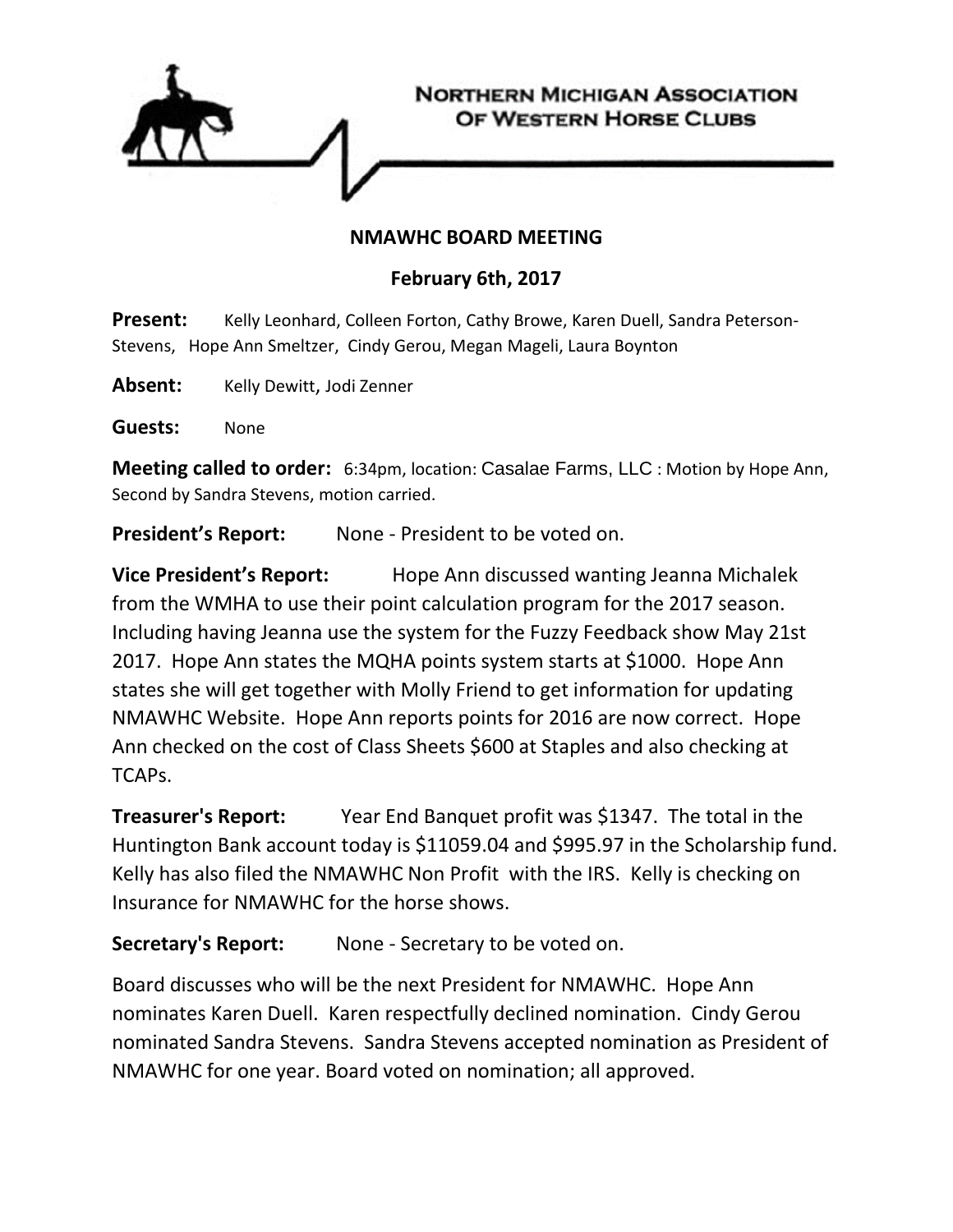**Northern Michigan Association Of Western Horse Clubs**

# NMAWHC BOARD MEETING

## February 6th, 2017

**Present:** Kelly Leonhard, Colleen Forton, Cathy Browe, Karen Duell, Sandra Peterson-Stevens, Hope Ann Smeltzer, Cindy Gerou, Megan Mageli, Laura Boynton

**Absent:** Kelly Dewitt, Jodi Zenner

**Guests:** None

**Meeting called to order:** 6:34pm, location: Casalae Farms, LLC : Motion by Hope Ann, Second by Sandra Stevens, motion carried.

**President's Report:** None - President to be voted on.

**Vice President's Report:** Hope Ann discussed wanting Jeanna Michalek from the WMHA to use their point calculation program for the 2017 season. Including having Jeanna use the system for the Fuzzy Feedback show May 21st 2017. Hope Ann states the MQHA points system starts at $1000. Hope Ann states she will get together with Molly Friend to get information for updating NMAWHC Website. Hope Ann reports points for 2016 are now correct. Hope Ann checked on the cost of Class Sheets $600 at Staples and also checking at TCAPs.

**Treasurer's Report:** Year End Banquet profit was $1347. The total in the Huntington Bank account today is $11059.04 and $995.97 in the Scholarship fund. Kelly has also filed the NMAWHC Non Profit with the IRS. Kelly is checking on Insurance for NMAWHC for the horse shows.

**Secretary's Report:** None - Secretary to be voted on.

Board discusses who will be the next President for NMAWHC. Hope Ann nominates Karen Duell. Karen respectfully declined nomination. Cindy Gerou nominated Sandra Stevens. Sandra Stevens accepted nomination as President of NMAWHC for one year. Board voted on nomination; all approved.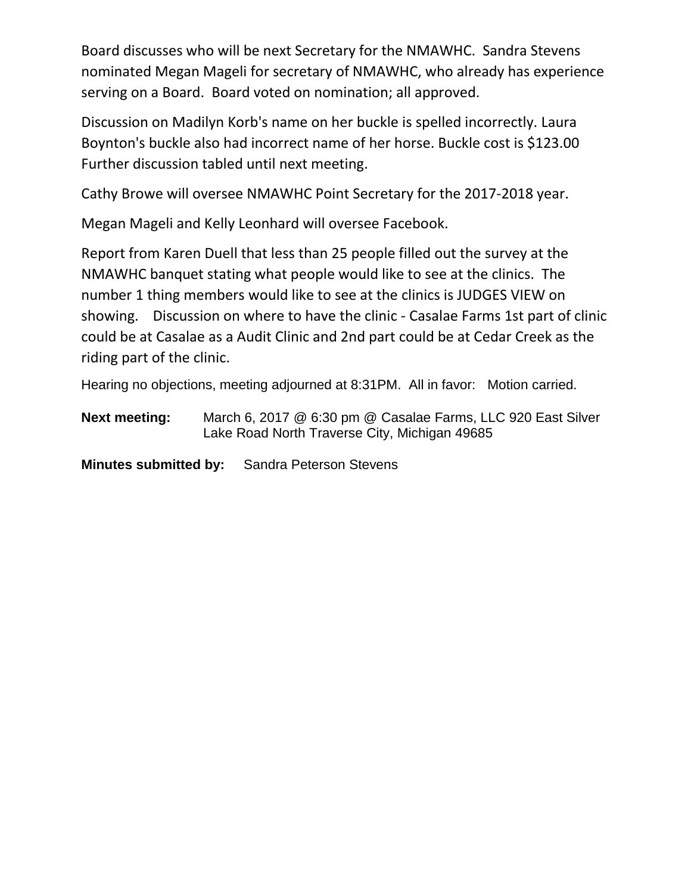Board discusses who will be next Secretary for the NMAWHC. Sandra Stevens nominated Megan Mageli for secretary of NMAWHC, who already has experience serving on a Board. Board voted on nomination; all approved.

Discussion on Madilyn Korb's name on her buckle is spelled incorrectly. Laura Boynton's buckle also had incorrect name of her horse. Buckle cost is $123.00 Further discussion tabled until next meeting.

Cathy Browe will oversee NMAWHC Point Secretary for the 2017-2018 year.

Megan Mageli and Kelly Leonhard will oversee Facebook.

Report from Karen Duell that less than 25 people filled out the survey at the NMAWHC banquet stating what people would like to see at the clinics. The number 1 thing members would like to see at the clinics is JUDGES VIEW on showing. Discussion on where to have the clinic - Casalae Farms 1st part of clinic could be at Casalae as a Audit Clinic and 2nd part could be at Cedar Creek as the riding part of the clinic.

Hearing no objections, meeting adjourned at 8:31PM. All in favor: Motion carried.

**Next meeting:** March 6, 2017 @ 6:30 pm @ Casalae Farms, LLC 920 East Silver Lake Road North Traverse City, Michigan 49685

**Minutes submitted by:** Sandra Peterson Stevens